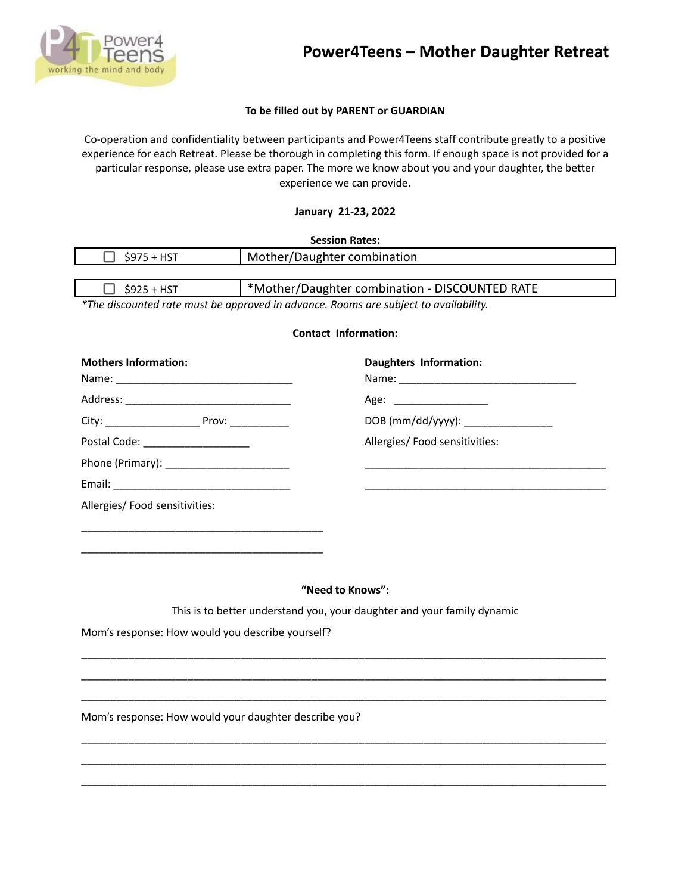# Power4Teens – Mother Daughter Retreat

**To be filled out by PARENT or GUARDIAN**

Co-operation and confidentiality between participants and Power4Teens staff contribute greatly to a positive experience for each Retreat. Please be thorough in completing this form. If enough space is not provided for a particular response, please use extra paper. The more we know about you and your daughter, the better experience we can provide.

**January 21-23, 2022**

**Session Rates:**

| | |
|---|---|
| ☐ $975 + HST | Mother/Daughter combination |
| ☐ $925 + HST | *Mother/Daughter combination - DISCOUNTED RATE |

*\*The discounted rate must be approved in advance. Rooms are subject to availability.*

**Contact Information:**

**Mothers Information:**

Name: ______________________________

Address: ____________________________

City: ________________ Prov: __________

Postal Code: __________________

Phone (Primary): _____________________

Email: ______________________________

Allergies/ Food sensitivities:

_________________________________________

_________________________________________

**Daughters Information:**

Name: ______________________________

Age: ________________

DOB (mm/dd/yyyy): _______________

Allergies/ Food sensitivities:

_________________________________________

_________________________________________

**"Need to Knows":**

This is to better understand you, your daughter and your family dynamic

Mom's response: How would you describe yourself?

_________________________________________________________________________________________

_________________________________________________________________________________________

_________________________________________________________________________________________

Mom's response: How would your daughter describe you?

_________________________________________________________________________________________

_________________________________________________________________________________________

_________________________________________________________________________________________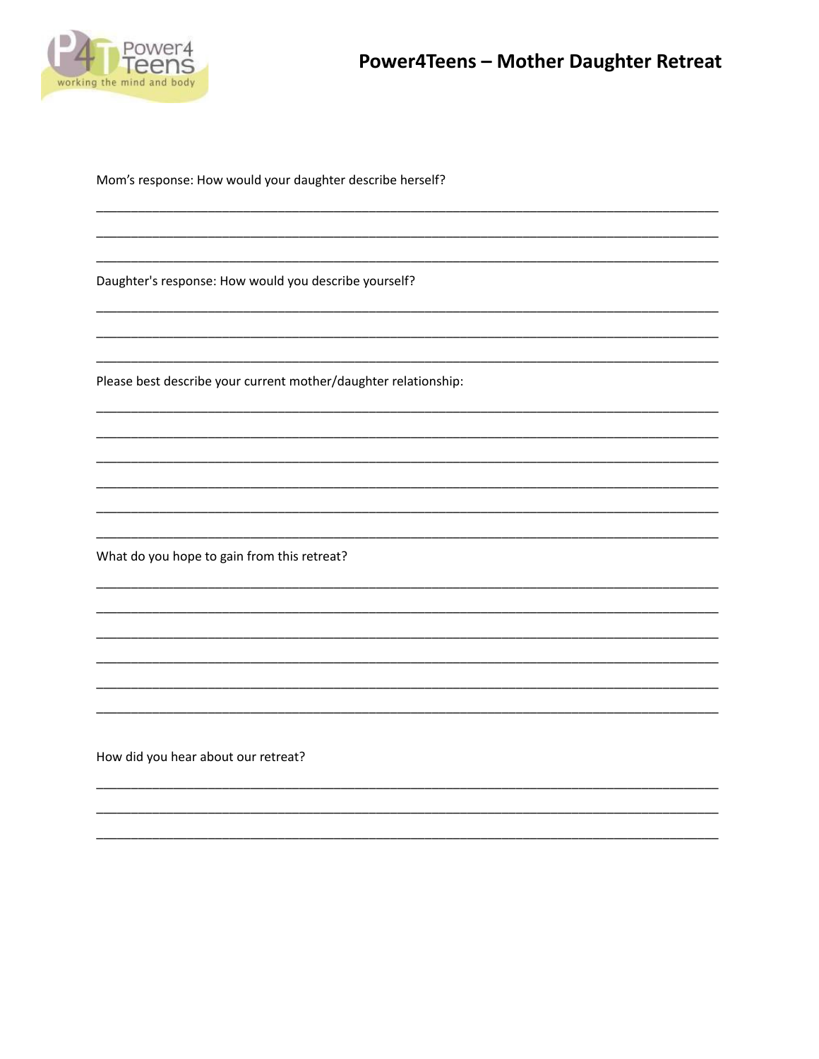# Power4Teens – Mother Daughter Retreat

Mom's response: How would your daughter describe herself?

______________________________________________________________________________________

______________________________________________________________________________________

______________________________________________________________________________________

Daughter's response: How would you describe yourself?

______________________________________________________________________________________

______________________________________________________________________________________

______________________________________________________________________________________

Please best describe your current mother/daughter relationship:

______________________________________________________________________________________

______________________________________________________________________________________

______________________________________________________________________________________

______________________________________________________________________________________

______________________________________________________________________________________

______________________________________________________________________________________

What do you hope to gain from this retreat?

______________________________________________________________________________________

______________________________________________________________________________________

______________________________________________________________________________________

______________________________________________________________________________________

______________________________________________________________________________________

______________________________________________________________________________________

How did you hear about our retreat?

______________________________________________________________________________________

______________________________________________________________________________________

______________________________________________________________________________________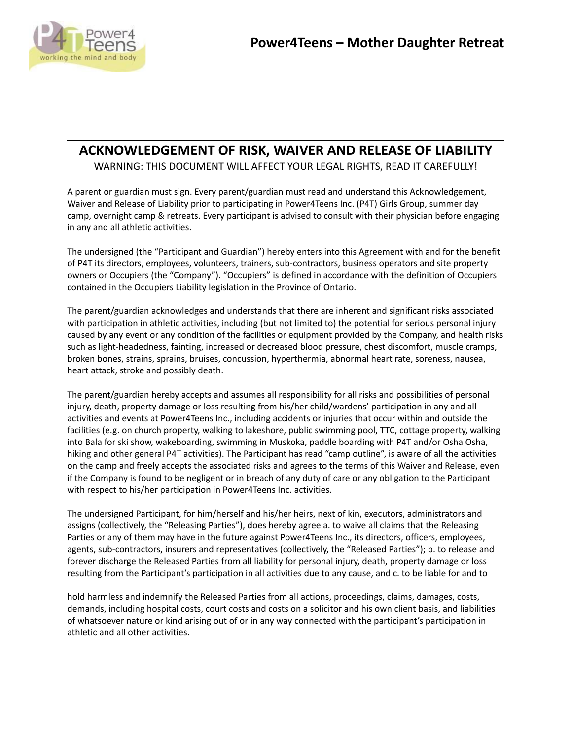# ACKNOWLEDGEMENT OF RISK, WAIVER AND RELEASE OF LIABILITY

WARNING: THIS DOCUMENT WILL AFFECT YOUR LEGAL RIGHTS, READ IT CAREFULLY!

A parent or guardian must sign. Every parent/guardian must read and understand this Acknowledgement, Waiver and Release of Liability prior to participating in Power4Teens Inc. (P4T) Girls Group, summer day camp, overnight camp & retreats. Every participant is advised to consult with their physician before engaging in any and all athletic activities.

The undersigned (the "Participant and Guardian") hereby enters into this Agreement with and for the benefit of P4T its directors, employees, volunteers, trainers, sub-contractors, business operators and site property owners or Occupiers (the "Company"). "Occupiers" is defined in accordance with the definition of Occupiers contained in the Occupiers Liability legislation in the Province of Ontario.

The parent/guardian acknowledges and understands that there are inherent and significant risks associated with participation in athletic activities, including (but not limited to) the potential for serious personal injury caused by any event or any condition of the facilities or equipment provided by the Company, and health risks such as light-headedness, fainting, increased or decreased blood pressure, chest discomfort, muscle cramps, broken bones, strains, sprains, bruises, concussion, hyperthermia, abnormal heart rate, soreness, nausea, heart attack, stroke and possibly death.

The parent/guardian hereby accepts and assumes all responsibility for all risks and possibilities of personal injury, death, property damage or loss resulting from his/her child/wardens' participation in any and all activities and events at Power4Teens Inc., including accidents or injuries that occur within and outside the facilities (e.g. on church property, walking to lakeshore, public swimming pool, TTC, cottage property, walking into Bala for ski show, wakeboarding, swimming in Muskoka, paddle boarding with P4T and/or Osha Osha, hiking and other general P4T activities). The Participant has read "camp outline", is aware of all the activities on the camp and freely accepts the associated risks and agrees to the terms of this Waiver and Release, even if the Company is found to be negligent or in breach of any duty of care or any obligation to the Participant with respect to his/her participation in Power4Teens Inc. activities.

The undersigned Participant, for him/herself and his/her heirs, next of kin, executors, administrators and assigns (collectively, the "Releasing Parties"), does hereby agree a. to waive all claims that the Releasing Parties or any of them may have in the future against Power4Teens Inc., its directors, officers, employees, agents, sub-contractors, insurers and representatives (collectively, the "Released Parties"); b. to release and forever discharge the Released Parties from all liability for personal injury, death, property damage or loss resulting from the Participant's participation in all activities due to any cause, and c. to be liable for and to hold harmless and indemnify the Released Parties from all actions, proceedings, claims, damages, costs, demands, including hospital costs, court costs and costs on a solicitor and his own client basis, and liabilities of whatsoever nature or kind arising out of or in any way connected with the participant's participation in athletic and all other activities.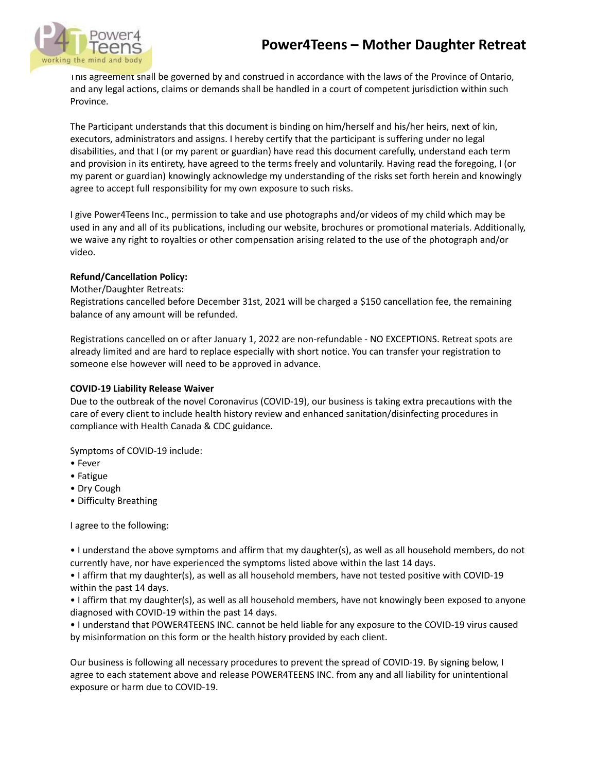This agreement shall be governed by and construed in accordance with the laws of the Province of Ontario, and any legal actions, claims or demands shall be handled in a court of competent jurisdiction within such Province.

The Participant understands that this document is binding on him/herself and his/her heirs, next of kin, executors, administrators and assigns. I hereby certify that the participant is suffering under no legal disabilities, and that I (or my parent or guardian) have read this document carefully, understand each term and provision in its entirety, have agreed to the terms freely and voluntarily. Having read the foregoing, I (or my parent or guardian) knowingly acknowledge my understanding of the risks set forth herein and knowingly agree to accept full responsibility for my own exposure to such risks.

I give Power4Teens Inc., permission to take and use photographs and/or videos of my child which may be used in any and all of its publications, including our website, brochures or promotional materials. Additionally, we waive any right to royalties or other compensation arising related to the use of the photograph and/or video.

**Refund/Cancellation Policy:**

Mother/Daughter Retreats:

Registrations cancelled before December 31st, 2021 will be charged a $150 cancellation fee, the remaining balance of any amount will be refunded.

Registrations cancelled on or after January 1, 2022 are non-refundable - NO EXCEPTIONS. Retreat spots are already limited and are hard to replace especially with short notice. You can transfer your registration to someone else however will need to be approved in advance.

**COVID-19 Liability Release Waiver**

Due to the outbreak of the novel Coronavirus (COVID-19), our business is taking extra precautions with the care of every client to include health history review and enhanced sanitation/disinfecting procedures in compliance with Health Canada & CDC guidance.

Symptoms of COVID-19 include:

- Fever
- Fatigue
- Dry Cough
- Difficulty Breathing

I agree to the following:

- I understand the above symptoms and affirm that my daughter(s), as well as all household members, do not currently have, nor have experienced the symptoms listed above within the last 14 days.
- I affirm that my daughter(s), as well as all household members, have not tested positive with COVID-19 within the past 14 days.
- I affirm that my daughter(s), as well as all household members, have not knowingly been exposed to anyone diagnosed with COVID-19 within the past 14 days.
- I understand that POWER4TEENS INC. cannot be held liable for any exposure to the COVID-19 virus caused by misinformation on this form or the health history provided by each client.

Our business is following all necessary procedures to prevent the spread of COVID-19. By signing below, I agree to each statement above and release POWER4TEENS INC. from any and all liability for unintentional exposure or harm due to COVID-19.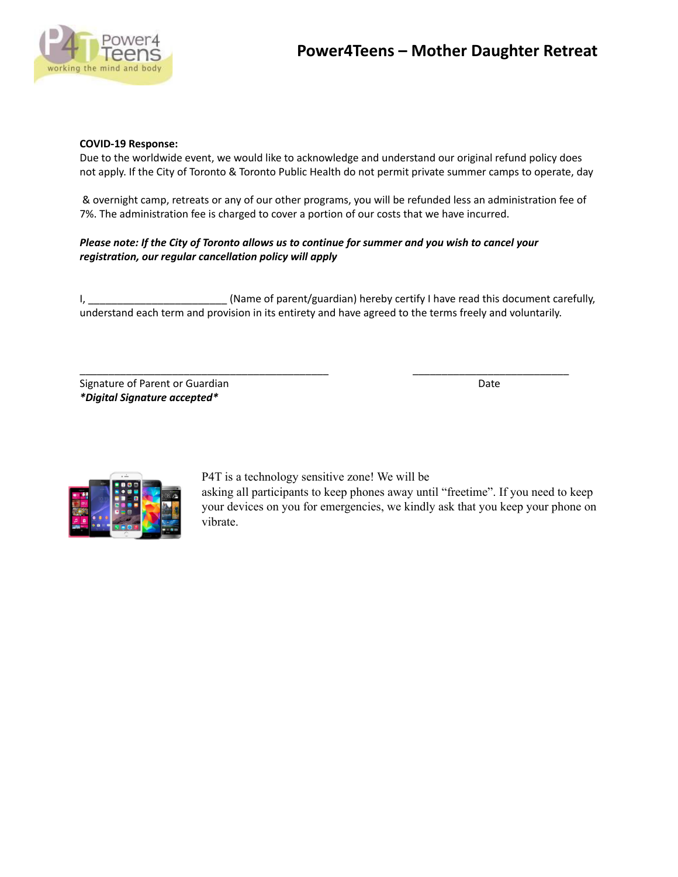# Power4Teens – Mother Daughter Retreat

**COVID-19 Response:**
Due to the worldwide event, we would like to acknowledge and understand our original refund policy does not apply. If the City of Toronto & Toronto Public Health do not permit private summer camps to operate, day & overnight camp, retreats or any of our other programs, you will be refunded less an administration fee of 7%. The administration fee is charged to cover a portion of our costs that we have incurred.

***Please note: If the City of Toronto allows us to continue for summer and you wish to cancel your registration, our regular cancellation policy will apply***

I, ________________________ (Name of parent/guardian) hereby certify I have read this document carefully, understand each term and provision in its entirety and have agreed to the terms freely and voluntarily.

___________________________________________ ___________________________

Signature of Parent or Guardian Date

***Digital Signature accepted***

P4T is a technology sensitive zone! We will be asking all participants to keep phones away until "freetime". If you need to keep your devices on you for emergencies, we kindly ask that you keep your phone on vibrate.